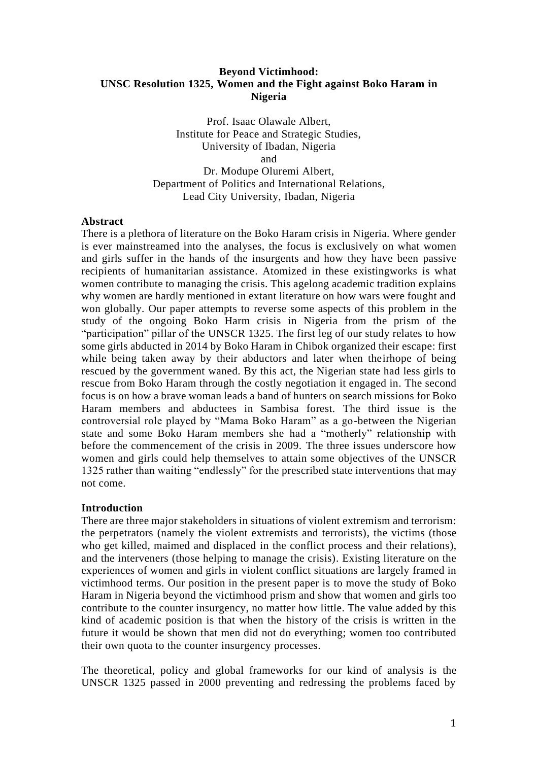# Beyond Victimhood: UNSC Resolution 1325, Women and the Fight against Boko Haram in Nigeria

Prof. Isaac Olawale Albert,
Institute for Peace and Strategic Studies,
University of Ibadan, Nigeria
and
Dr. Modupe Oluremi Albert,
Department of Politics and International Relations,
Lead City University, Ibadan, Nigeria

## Abstract

There is a plethora of literature on the Boko Haram crisis in Nigeria. Where gender is ever mainstreamed into the analyses, the focus is exclusively on what women and girls suffer in the hands of the insurgents and how they have been passive recipients of humanitarian assistance. Atomized in these existingworks is what women contribute to managing the crisis. This agelong academic tradition explains why women are hardly mentioned in extant literature on how wars were fought and won globally. Our paper attempts to reverse some aspects of this problem in the study of the ongoing Boko Harm crisis in Nigeria from the prism of the "participation" pillar of the UNSCR 1325. The first leg of our study relates to how some girls abducted in 2014 by Boko Haram in Chibok organized their escape: first while being taken away by their abductors and later when theirhope of being rescued by the government waned. By this act, the Nigerian state had less girls to rescue from Boko Haram through the costly negotiation it engaged in. The second focus is on how a brave woman leads a band of hunters on search missions for Boko Haram members and abductees in Sambisa forest. The third issue is the controversial role played by "Mama Boko Haram" as a go-between the Nigerian state and some Boko Haram members she had a "motherly" relationship with before the commencement of the crisis in 2009. The three issues underscore how women and girls could help themselves to attain some objectives of the UNSCR 1325 rather than waiting "endlessly" for the prescribed state interventions that may not come.

## Introduction

There are three major stakeholders in situations of violent extremism and terrorism: the perpetrators (namely the violent extremists and terrorists), the victims (those who get killed, maimed and displaced in the conflict process and their relations), and the interveners (those helping to manage the crisis). Existing literature on the experiences of women and girls in violent conflict situations are largely framed in victimhood terms. Our position in the present paper is to move the study of Boko Haram in Nigeria beyond the victimhood prism and show that women and girls too contribute to the counter insurgency, no matter how little. The value added by this kind of academic position is that when the history of the crisis is written in the future it would be shown that men did not do everything; women too contributed their own quota to the counter insurgency processes.

The theoretical, policy and global frameworks for our kind of analysis is the UNSCR 1325 passed in 2000 preventing and redressing the problems faced by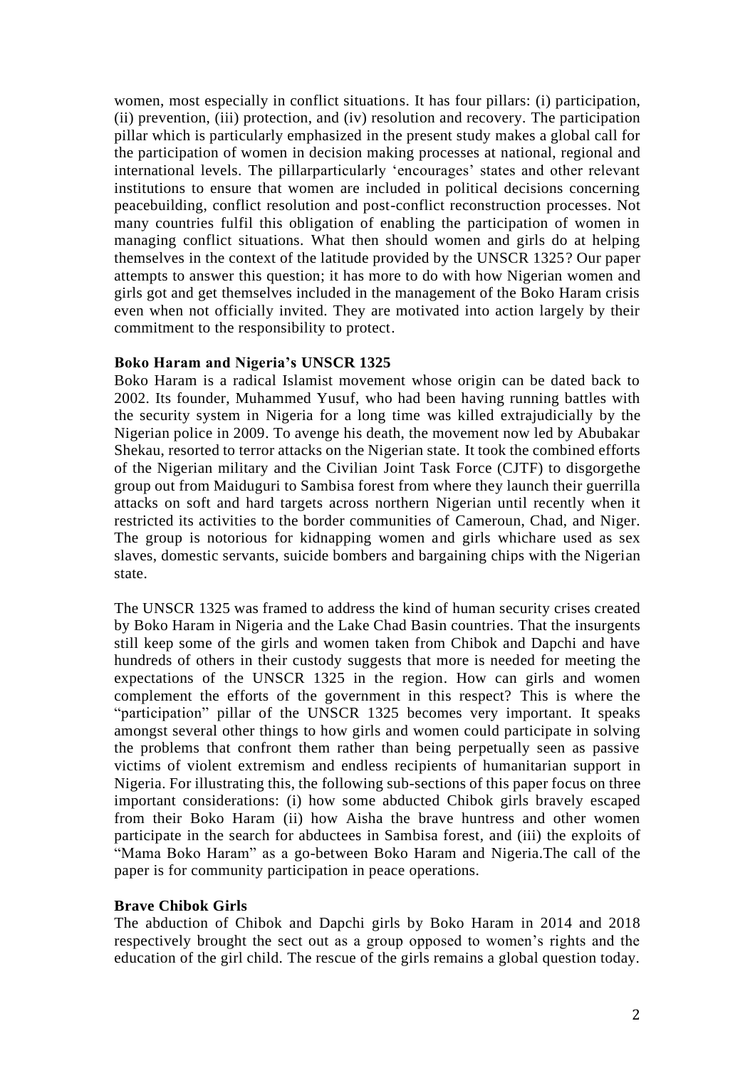women, most especially in conflict situations. It has four pillars: (i) participation, (ii) prevention, (iii) protection, and (iv) resolution and recovery. The participation pillar which is particularly emphasized in the present study makes a global call for the participation of women in decision making processes at national, regional and international levels. The pillarparticularly 'encourages' states and other relevant institutions to ensure that women are included in political decisions concerning peacebuilding, conflict resolution and post-conflict reconstruction processes. Not many countries fulfil this obligation of enabling the participation of women in managing conflict situations. What then should women and girls do at helping themselves in the context of the latitude provided by the UNSCR 1325? Our paper attempts to answer this question; it has more to do with how Nigerian women and girls got and get themselves included in the management of the Boko Haram crisis even when not officially invited. They are motivated into action largely by their commitment to the responsibility to protect.

**Boko Haram and Nigeria's UNSCR 1325**

Boko Haram is a radical Islamist movement whose origin can be dated back to 2002. Its founder, Muhammed Yusuf, who had been having running battles with the security system in Nigeria for a long time was killed extrajudicially by the Nigerian police in 2009. To avenge his death, the movement now led by Abubakar Shekau, resorted to terror attacks on the Nigerian state. It took the combined efforts of the Nigerian military and the Civilian Joint Task Force (CJTF) to disgorgethe group out from Maiduguri to Sambisa forest from where they launch their guerrilla attacks on soft and hard targets across northern Nigerian until recently when it restricted its activities to the border communities of Cameroun, Chad, and Niger. The group is notorious for kidnapping women and girls whichare used as sex slaves, domestic servants, suicide bombers and bargaining chips with the Nigerian state.

The UNSCR 1325 was framed to address the kind of human security crises created by Boko Haram in Nigeria and the Lake Chad Basin countries. That the insurgents still keep some of the girls and women taken from Chibok and Dapchi and have hundreds of others in their custody suggests that more is needed for meeting the expectations of the UNSCR 1325 in the region. How can girls and women complement the efforts of the government in this respect? This is where the "participation" pillar of the UNSCR 1325 becomes very important. It speaks amongst several other things to how girls and women could participate in solving the problems that confront them rather than being perpetually seen as passive victims of violent extremism and endless recipients of humanitarian support in Nigeria. For illustrating this, the following sub-sections of this paper focus on three important considerations: (i) how some abducted Chibok girls bravely escaped from their Boko Haram (ii) how Aisha the brave huntress and other women participate in the search for abductees in Sambisa forest, and (iii) the exploits of "Mama Boko Haram" as a go-between Boko Haram and Nigeria.The call of the paper is for community participation in peace operations.

**Brave Chibok Girls**

The abduction of Chibok and Dapchi girls by Boko Haram in 2014 and 2018 respectively brought the sect out as a group opposed to women's rights and the education of the girl child. The rescue of the girls remains a global question today.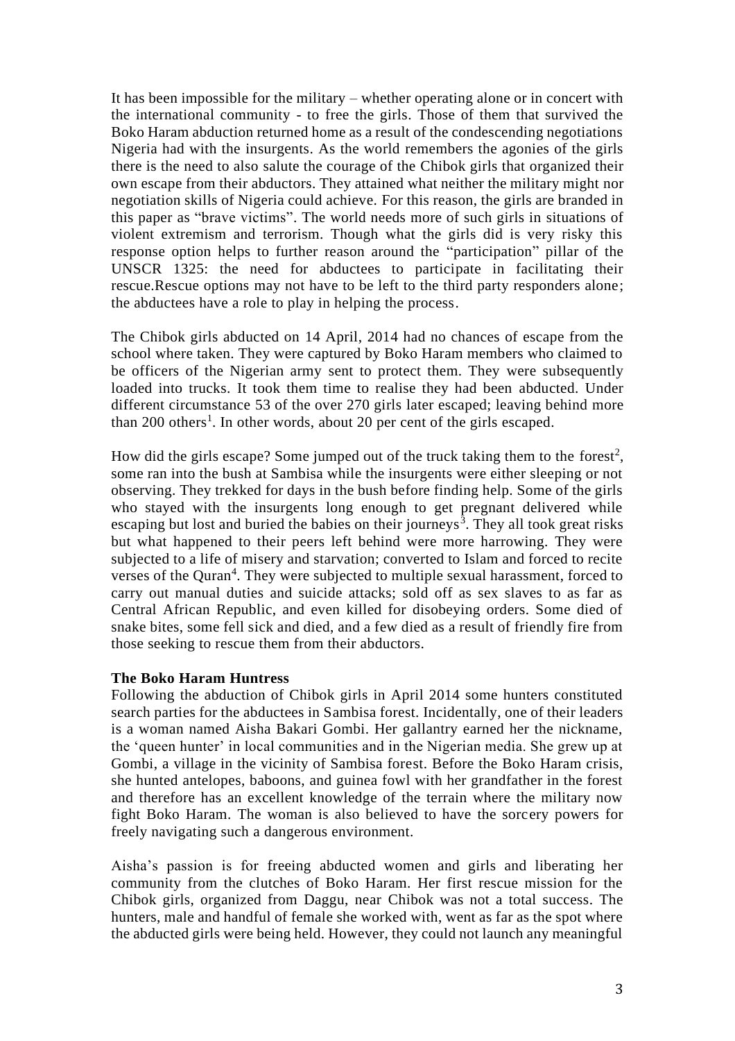It has been impossible for the military – whether operating alone or in concert with the international community - to free the girls. Those of them that survived the Boko Haram abduction returned home as a result of the condescending negotiations Nigeria had with the insurgents. As the world remembers the agonies of the girls there is the need to also salute the courage of the Chibok girls that organized their own escape from their abductors. They attained what neither the military might nor negotiation skills of Nigeria could achieve. For this reason, the girls are branded in this paper as "brave victims". The world needs more of such girls in situations of violent extremism and terrorism. Though what the girls did is very risky this response option helps to further reason around the "participation" pillar of the UNSCR 1325: the need for abductees to participate in facilitating their rescue.Rescue options may not have to be left to the third party responders alone; the abductees have a role to play in helping the process.

The Chibok girls abducted on 14 April, 2014 had no chances of escape from the school where taken. They were captured by Boko Haram members who claimed to be officers of the Nigerian army sent to protect them. They were subsequently loaded into trucks. It took them time to realise they had been abducted. Under different circumstance 53 of the over 270 girls later escaped; leaving behind more than 200 others[1]. In other words, about 20 per cent of the girls escaped.

How did the girls escape? Some jumped out of the truck taking them to the forest[2], some ran into the bush at Sambisa while the insurgents were either sleeping or not observing. They trekked for days in the bush before finding help. Some of the girls who stayed with the insurgents long enough to get pregnant delivered while escaping but lost and buried the babies on their journeys[3]. They all took great risks but what happened to their peers left behind were more harrowing. They were subjected to a life of misery and starvation; converted to Islam and forced to recite verses of the Quran[4]. They were subjected to multiple sexual harassment, forced to carry out manual duties and suicide attacks; sold off as sex slaves to as far as Central African Republic, and even killed for disobeying orders. Some died of snake bites, some fell sick and died, and a few died as a result of friendly fire from those seeking to rescue them from their abductors.

**The Boko Haram Huntress**

Following the abduction of Chibok girls in April 2014 some hunters constituted search parties for the abductees in Sambisa forest. Incidentally, one of their leaders is a woman named Aisha Bakari Gombi. Her gallantry earned her the nickname, the 'queen hunter' in local communities and in the Nigerian media. She grew up at Gombi, a village in the vicinity of Sambisa forest. Before the Boko Haram crisis, she hunted antelopes, baboons, and guinea fowl with her grandfather in the forest and therefore has an excellent knowledge of the terrain where the military now fight Boko Haram. The woman is also believed to have the sorcery powers for freely navigating such a dangerous environment.

Aisha's passion is for freeing abducted women and girls and liberating her community from the clutches of Boko Haram. Her first rescue mission for the Chibok girls, organized from Daggu, near Chibok was not a total success. The hunters, male and handful of female she worked with, went as far as the spot where the abducted girls were being held. However, they could not launch any meaningful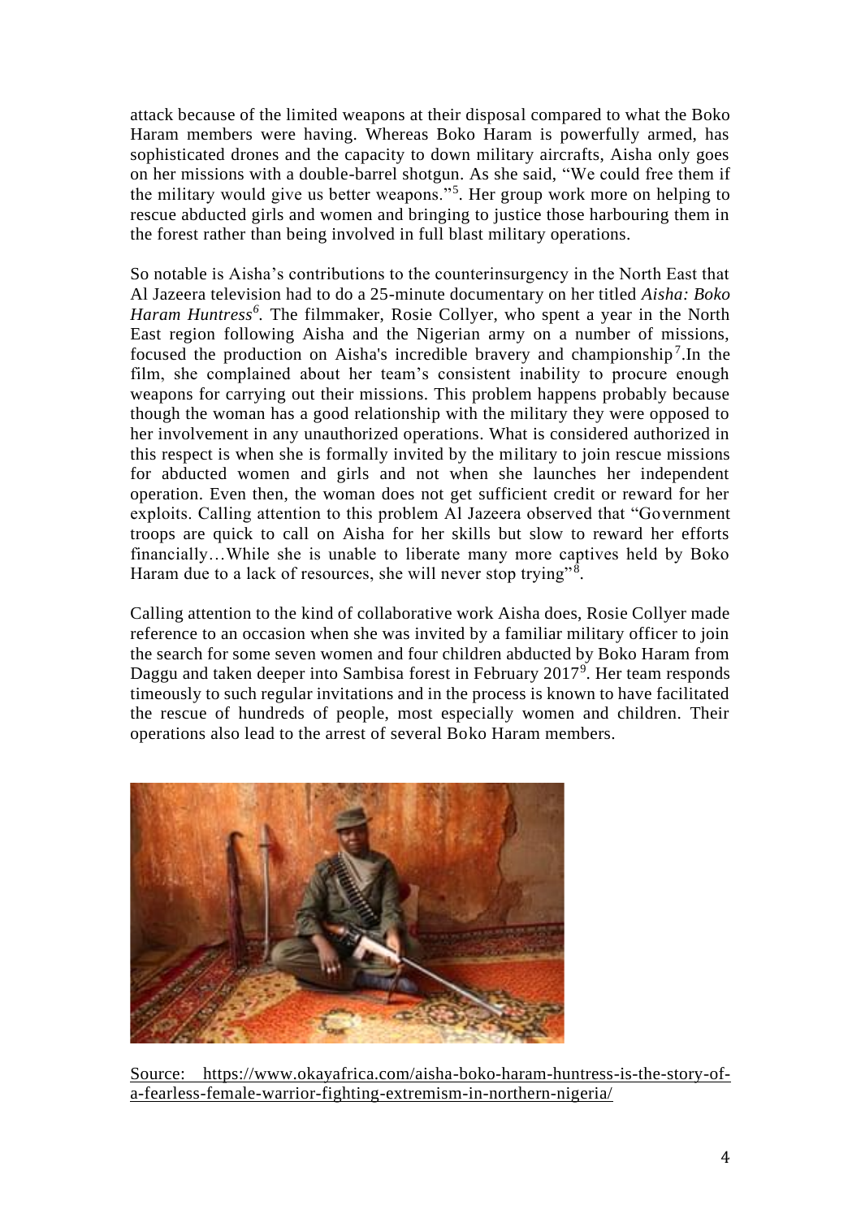attack because of the limited weapons at their disposal compared to what the Boko Haram members were having. Whereas Boko Haram is powerfully armed, has sophisticated drones and the capacity to down military aircrafts, Aisha only goes on her missions with a double-barrel shotgun. As she said, "We could free them if the military would give us better weapons."[5]. Her group work more on helping to rescue abducted girls and women and bringing to justice those harbouring them in the forest rather than being involved in full blast military operations.

So notable is Aisha's contributions to the counterinsurgency in the North East that Al Jazeera television had to do a 25-minute documentary on her titled *Aisha: Boko Haram Huntress*[6]. The filmmaker, Rosie Collyer, who spent a year in the North East region following Aisha and the Nigerian army on a number of missions, focused the production on Aisha's incredible bravery and championship[7].In the film, she complained about her team's consistent inability to procure enough weapons for carrying out their missions. This problem happens probably because though the woman has a good relationship with the military they were opposed to her involvement in any unauthorized operations. What is considered authorized in this respect is when she is formally invited by the military to join rescue missions for abducted women and girls and not when she launches her independent operation. Even then, the woman does not get sufficient credit or reward for her exploits. Calling attention to this problem Al Jazeera observed that "Government troops are quick to call on Aisha for her skills but slow to reward her efforts financially…While she is unable to liberate many more captives held by Boko Haram due to a lack of resources, she will never stop trying"[8].

Calling attention to the kind of collaborative work Aisha does, Rosie Collyer made reference to an occasion when she was invited by a familiar military officer to join the search for some seven women and four children abducted by Boko Haram from Daggu and taken deeper into Sambisa forest in February 2017[9]. Her team responds timeously to such regular invitations and in the process is known to have facilitated the rescue of hundreds of people, most especially women and children. Their operations also lead to the arrest of several Boko Haram members.

Source: https://www.okayafrica.com/aisha-boko-haram-huntress-is-the-story-of-a-fearless-female-warrior-fighting-extremism-in-northern-nigeria/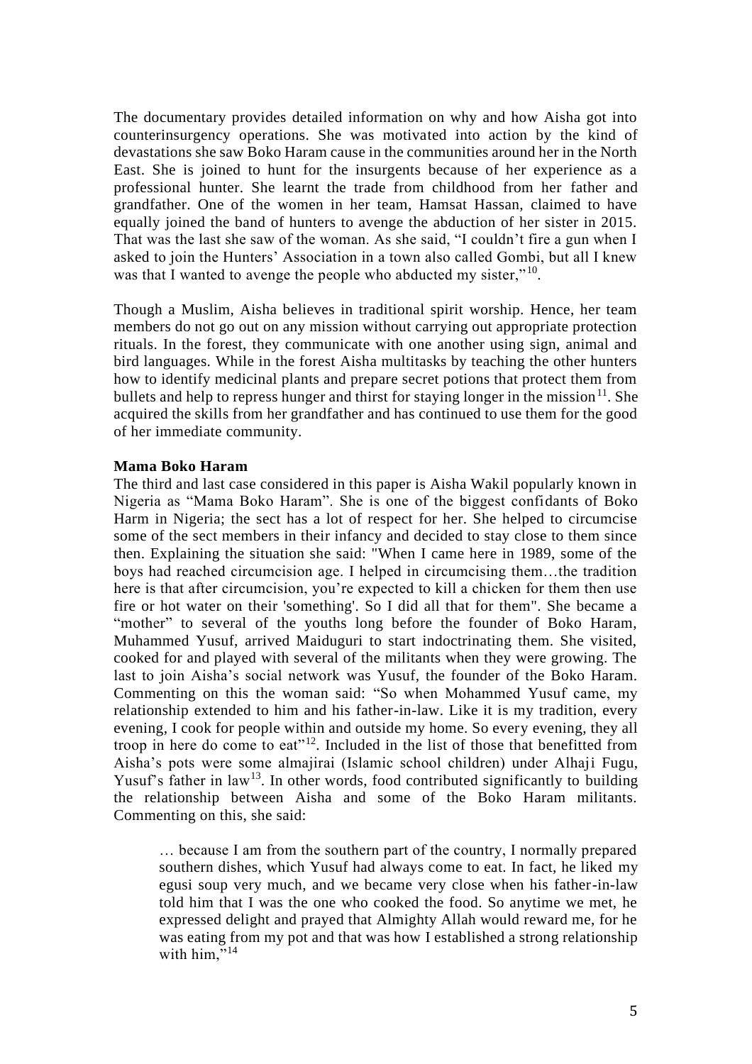The documentary provides detailed information on why and how Aisha got into counterinsurgency operations. She was motivated into action by the kind of devastations she saw Boko Haram cause in the communities around her in the North East. She is joined to hunt for the insurgents because of her experience as a professional hunter. She learnt the trade from childhood from her father and grandfather. One of the women in her team, Hamsat Hassan, claimed to have equally joined the band of hunters to avenge the abduction of her sister in 2015. That was the last she saw of the woman. As she said, "I couldn't fire a gun when I asked to join the Hunters' Association in a town also called Gombi, but all I knew was that I wanted to avenge the people who abducted my sister,"[10].

Though a Muslim, Aisha believes in traditional spirit worship. Hence, her team members do not go out on any mission without carrying out appropriate protection rituals. In the forest, they communicate with one another using sign, animal and bird languages. While in the forest Aisha multitasks by teaching the other hunters how to identify medicinal plants and prepare secret potions that protect them from bullets and help to repress hunger and thirst for staying longer in the mission[11]. She acquired the skills from her grandfather and has continued to use them for the good of her immediate community.

**Mama Boko Haram**

The third and last case considered in this paper is Aisha Wakil popularly known in Nigeria as "Mama Boko Haram". She is one of the biggest confidants of Boko Harm in Nigeria; the sect has a lot of respect for her. She helped to circumcise some of the sect members in their infancy and decided to stay close to them since then. Explaining the situation she said: "When I came here in 1989, some of the boys had reached circumcision age. I helped in circumcising them…the tradition here is that after circumcision, you're expected to kill a chicken for them then use fire or hot water on their 'something'. So I did all that for them". She became a "mother" to several of the youths long before the founder of Boko Haram, Muhammed Yusuf, arrived Maiduguri to start indoctrinating them. She visited, cooked for and played with several of the militants when they were growing. The last to join Aisha's social network was Yusuf, the founder of the Boko Haram. Commenting on this the woman said: "So when Mohammed Yusuf came, my relationship extended to him and his father-in-law. Like it is my tradition, every evening, I cook for people within and outside my home. So every evening, they all troop in here do come to eat"[12]. Included in the list of those that benefitted from Aisha's pots were some almajirai (Islamic school children) under Alhaji Fugu, Yusuf's father in law[13]. In other words, food contributed significantly to building the relationship between Aisha and some of the Boko Haram militants. Commenting on this, she said:

> … because I am from the southern part of the country, I normally prepared southern dishes, which Yusuf had always come to eat. In fact, he liked my egusi soup very much, and we became very close when his father-in-law told him that I was the one who cooked the food. So anytime we met, he expressed delight and prayed that Almighty Allah would reward me, for he was eating from my pot and that was how I established a strong relationship with him,"[14]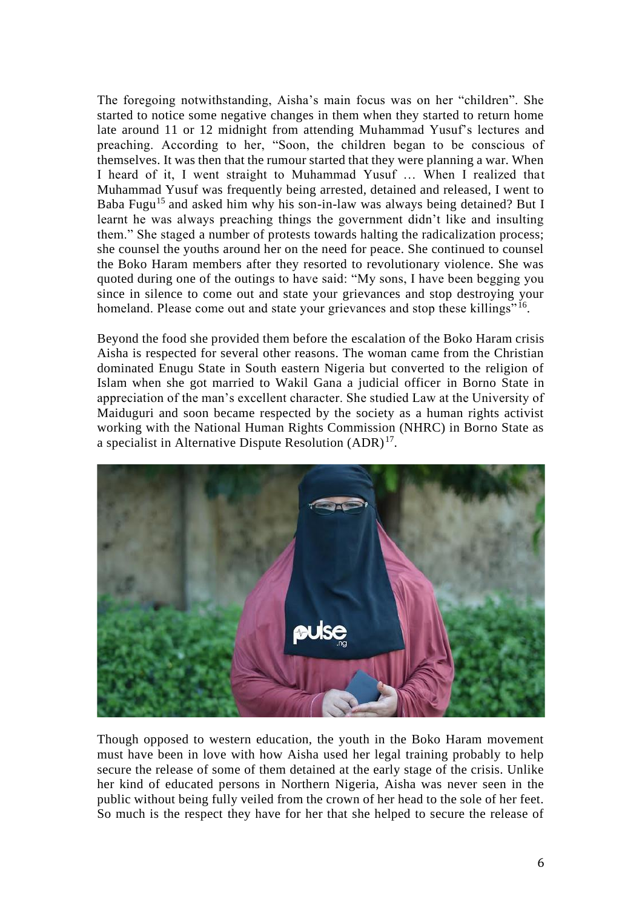The foregoing notwithstanding, Aisha's main focus was on her "children". She started to notice some negative changes in them when they started to return home late around 11 or 12 midnight from attending Muhammad Yusuf's lectures and preaching. According to her, "Soon, the children began to be conscious of themselves. It was then that the rumour started that they were planning a war. When I heard of it, I went straight to Muhammad Yusuf … When I realized that Muhammad Yusuf was frequently being arrested, detained and released, I went to Baba Fugu[15] and asked him why his son-in-law was always being detained? But I learnt he was always preaching things the government didn't like and insulting them." She staged a number of protests towards halting the radicalization process; she counsel the youths around her on the need for peace. She continued to counsel the Boko Haram members after they resorted to revolutionary violence. She was quoted during one of the outings to have said: "My sons, I have been begging you since in silence to come out and state your grievances and stop destroying your homeland. Please come out and state your grievances and stop these killings"[16].

Beyond the food she provided them before the escalation of the Boko Haram crisis Aisha is respected for several other reasons. The woman came from the Christian dominated Enugu State in South eastern Nigeria but converted to the religion of Islam when she got married to Wakil Gana a judicial officer in Borno State in appreciation of the man's excellent character. She studied Law at the University of Maiduguri and soon became respected by the society as a human rights activist working with the National Human Rights Commission (NHRC) in Borno State as a specialist in Alternative Dispute Resolution (ADR)[17].

Though opposed to western education, the youth in the Boko Haram movement must have been in love with how Aisha used her legal training probably to help secure the release of some of them detained at the early stage of the crisis. Unlike her kind of educated persons in Northern Nigeria, Aisha was never seen in the public without being fully veiled from the crown of her head to the sole of her feet. So much is the respect they have for her that she helped to secure the release of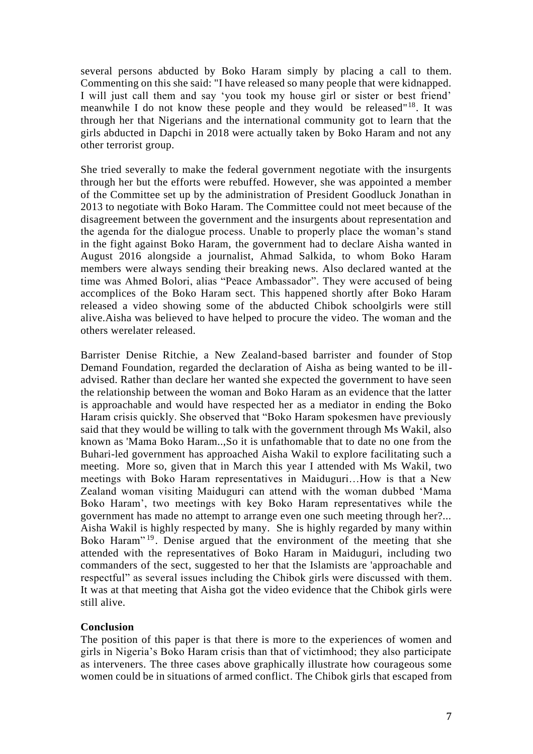several persons abducted by Boko Haram simply by placing a call to them. Commenting on this she said: "I have released so many people that were kidnapped. I will just call them and say 'you took my house girl or sister or best friend' meanwhile I do not know these people and they would be released"[18]. It was through her that Nigerians and the international community got to learn that the girls abducted in Dapchi in 2018 were actually taken by Boko Haram and not any other terrorist group.

She tried severally to make the federal government negotiate with the insurgents through her but the efforts were rebuffed. However, she was appointed a member of the Committee set up by the administration of President Goodluck Jonathan in 2013 to negotiate with Boko Haram. The Committee could not meet because of the disagreement between the government and the insurgents about representation and the agenda for the dialogue process. Unable to properly place the woman's stand in the fight against Boko Haram, the government had to declare Aisha wanted in August 2016 alongside a journalist, Ahmad Salkida, to whom Boko Haram members were always sending their breaking news. Also declared wanted at the time was Ahmed Bolori, alias "Peace Ambassador". They were accused of being accomplices of the Boko Haram sect. This happened shortly after Boko Haram released a video showing some of the abducted Chibok schoolgirls were still alive.Aisha was believed to have helped to procure the video. The woman and the others werelater released.

Barrister Denise Ritchie, a New Zealand-based barrister and founder of Stop Demand Foundation, regarded the declaration of Aisha as being wanted to be ill-advised. Rather than declare her wanted she expected the government to have seen the relationship between the woman and Boko Haram as an evidence that the latter is approachable and would have respected her as a mediator in ending the Boko Haram crisis quickly. She observed that "Boko Haram spokesmen have previously said that they would be willing to talk with the government through Ms Wakil, also known as 'Mama Boko Haram..,So it is unfathomable that to date no one from the Buhari-led government has approached Aisha Wakil to explore facilitating such a meeting. More so, given that in March this year I attended with Ms Wakil, two meetings with Boko Haram representatives in Maiduguri…How is that a New Zealand woman visiting Maiduguri can attend with the woman dubbed 'Mama Boko Haram', two meetings with key Boko Haram representatives while the government has made no attempt to arrange even one such meeting through her?... Aisha Wakil is highly respected by many. She is highly regarded by many within Boko Haram"[19]. Denise argued that the environment of the meeting that she attended with the representatives of Boko Haram in Maiduguri, including two commanders of the sect, suggested to her that the Islamists are 'approachable and respectful" as several issues including the Chibok girls were discussed with them. It was at that meeting that Aisha got the video evidence that the Chibok girls were still alive.

**Conclusion**

The position of this paper is that there is more to the experiences of women and girls in Nigeria's Boko Haram crisis than that of victimhood; they also participate as interveners. The three cases above graphically illustrate how courageous some women could be in situations of armed conflict. The Chibok girls that escaped from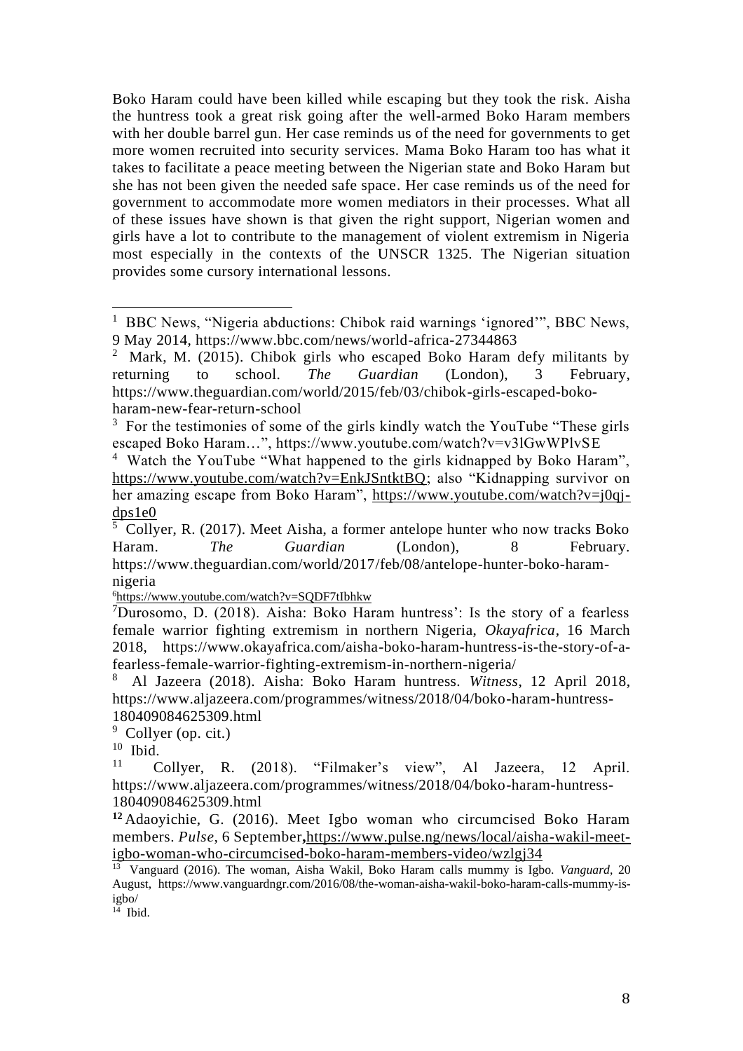Boko Haram could have been killed while escaping but they took the risk. Aisha the huntress took a great risk going after the well-armed Boko Haram members with her double barrel gun. Her case reminds us of the need for governments to get more women recruited into security services. Mama Boko Haram too has what it takes to facilitate a peace meeting between the Nigerian state and Boko Haram but she has not been given the needed safe space. Her case reminds us of the need for government to accommodate more women mediators in their processes. What all of these issues have shown is that given the right support, Nigerian women and girls have a lot to contribute to the management of violent extremism in Nigeria most especially in the contexts of the UNSCR 1325. The Nigerian situation provides some cursory international lessons.

---

[1] BBC News, "Nigeria abductions: Chibok raid warnings 'ignored'", BBC News, 9 May 2014, https://www.bbc.com/news/world-africa-27344863

[2] Mark, M. (2015). Chibok girls who escaped Boko Haram defy militants by returning to school. *The Guardian* (London), 3 February, https://www.theguardian.com/world/2015/feb/03/chibok-girls-escaped-boko-haram-new-fear-return-school

[3] For the testimonies of some of the girls kindly watch the YouTube "These girls escaped Boko Haram…", https://www.youtube.com/watch?v=v3lGwWPlvSE

[4] Watch the YouTube "What happened to the girls kidnapped by Boko Haram", https://www.youtube.com/watch?v=EnkJSntktBQ; also "Kidnapping survivor on her amazing escape from Boko Haram", https://www.youtube.com/watch?v=j0qj-dps1e0

[5] Collyer, R. (2017). Meet Aisha, a former antelope hunter who now tracks Boko Haram. *The Guardian* (London), 8 February. https://www.theguardian.com/world/2017/feb/08/antelope-hunter-boko-haram-nigeria

[6] https://www.youtube.com/watch?v=SQDF7tIbhkw

[7] Durosomo, D. (2018). Aisha: Boko Haram huntress': Is the story of a fearless female warrior fighting extremism in northern Nigeria, *Okayafrica*, 16 March 2018, https://www.okayafrica.com/aisha-boko-haram-huntress-is-the-story-of-a-fearless-female-warrior-fighting-extremism-in-northern-nigeria/

[8] Al Jazeera (2018). Aisha: Boko Haram huntress. *Witness*, 12 April 2018, https://www.aljazeera.com/programmes/witness/2018/04/boko-haram-huntress-180409084625309.html

[9] Collyer (op. cit.)

[10] Ibid.

[11] Collyer, R. (2018). "Filmaker's view", Al Jazeera, 12 April. https://www.aljazeera.com/programmes/witness/2018/04/boko-haram-huntress-180409084625309.html

[12] Adaoyichie, G. (2016). Meet Igbo woman who circumcised Boko Haram members. *Pulse*, 6 September, https://www.pulse.ng/news/local/aisha-wakil-meet-igbo-woman-who-circumcised-boko-haram-members-video/wzlgj34

[13] Vanguard (2016). The woman, Aisha Wakil, Boko Haram calls mummy is Igbo. *Vanguard*, 20 August, https://www.vanguardngr.com/2016/08/the-woman-aisha-wakil-boko-haram-calls-mummy-is-igbo/

[14] Ibid.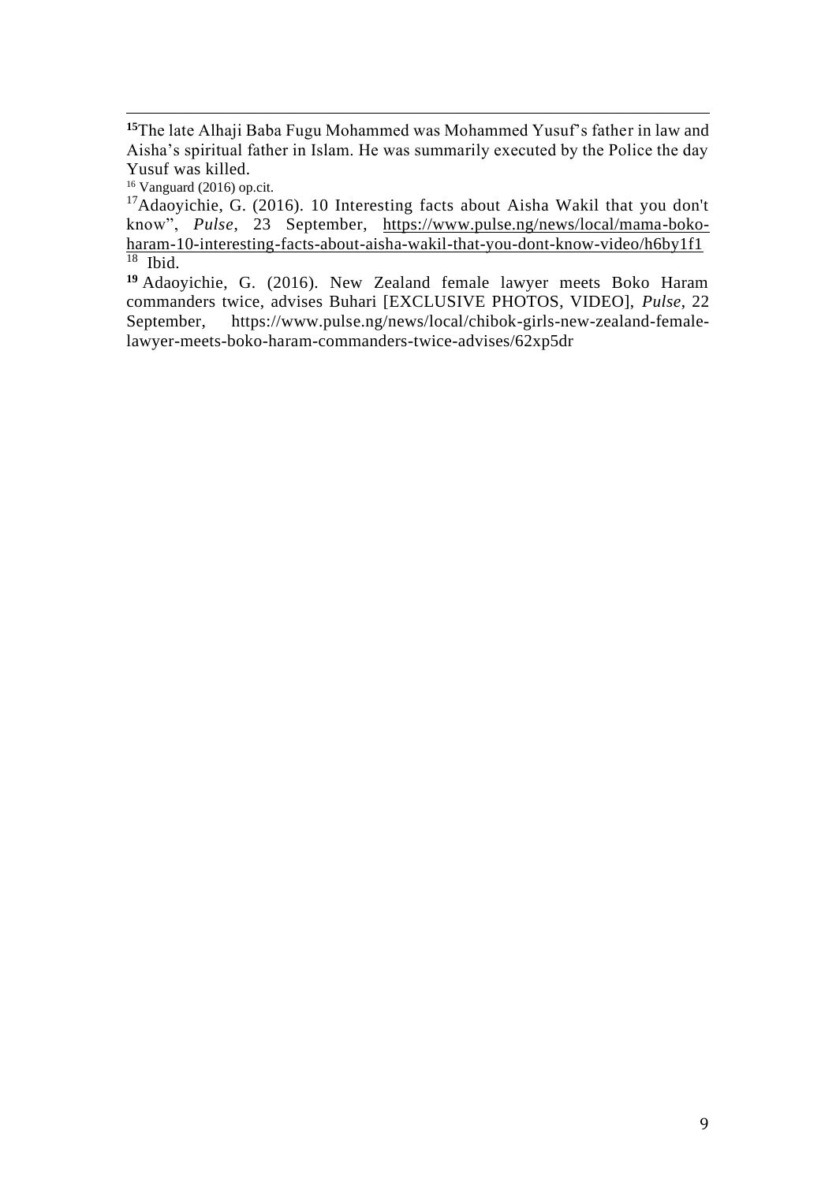[15] The late Alhaji Baba Fugu Mohammed was Mohammed Yusuf's father in law and Aisha's spiritual father in Islam. He was summarily executed by the Police the day Yusuf was killed.

[16] Vanguard (2016) op.cit.

[17] Adaoyichie, G. (2016). 10 Interesting facts about Aisha Wakil that you don't know", *Pulse*, 23 September, https://www.pulse.ng/news/local/mama-boko-haram-10-interesting-facts-about-aisha-wakil-that-you-dont-know-video/h6by1f1

[18] Ibid.

[19] Adaoyichie, G. (2016). New Zealand female lawyer meets Boko Haram commanders twice, advises Buhari [EXCLUSIVE PHOTOS, VIDEO], *Pulse*, 22 September, https://www.pulse.ng/news/local/chibok-girls-new-zealand-female-lawyer-meets-boko-haram-commanders-twice-advises/62xp5dr